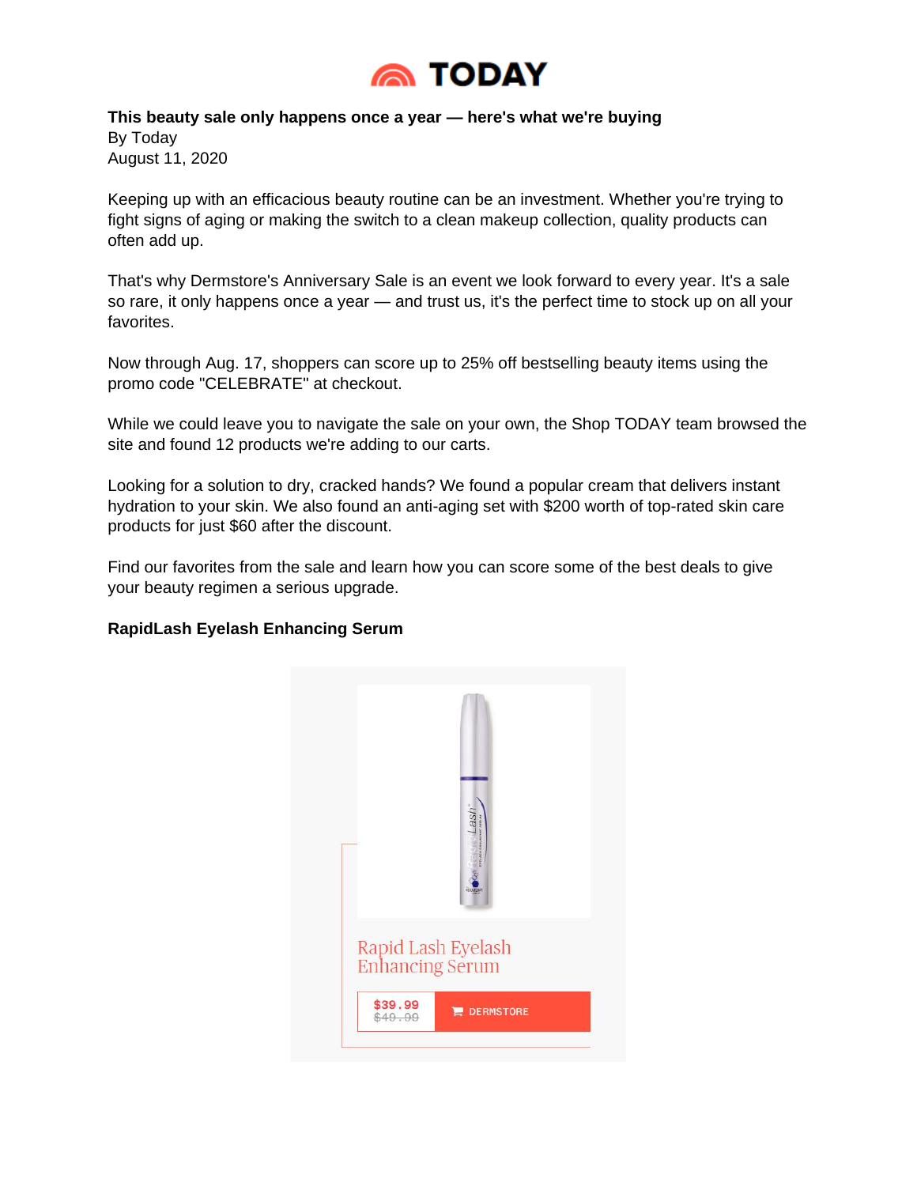**This beauty sale only happens once a year — here's what we're buying**

By Today

August 11, 2020

Keeping up with an efficacious beauty routine can be an investment. Whether you're trying to fight signs of aging or making the switch to a clean makeup collection, quality products can often add up.

That's why Dermstore's Anniversary Sale is an event we look forward to every year. It's a sale so rare, it only happens once a year — and trust us, it's the perfect time to stock up on all your favorites.

Now through Aug. 17, shoppers can score up to 25% off bestselling beauty items using the promo code "CELEBRATE" at checkout.

While we could leave you to navigate the sale on your own, the Shop TODAY team browsed the site and found 12 products we're adding to our carts.

Looking for a solution to dry, cracked hands? We found a popular cream that delivers instant hydration to your skin. We also found an anti-aging set with $200 worth of top-rated skin care products for just $60 after the discount.

Find our favorites from the sale and learn how you can score some of the best deals to give your beauty regimen a serious upgrade.

**RapidLash Eyelash Enhancing Serum**

Rapid Lash Eyelash Enhancing Serum

$39.99 ~~$49.99~~ DERMSTORE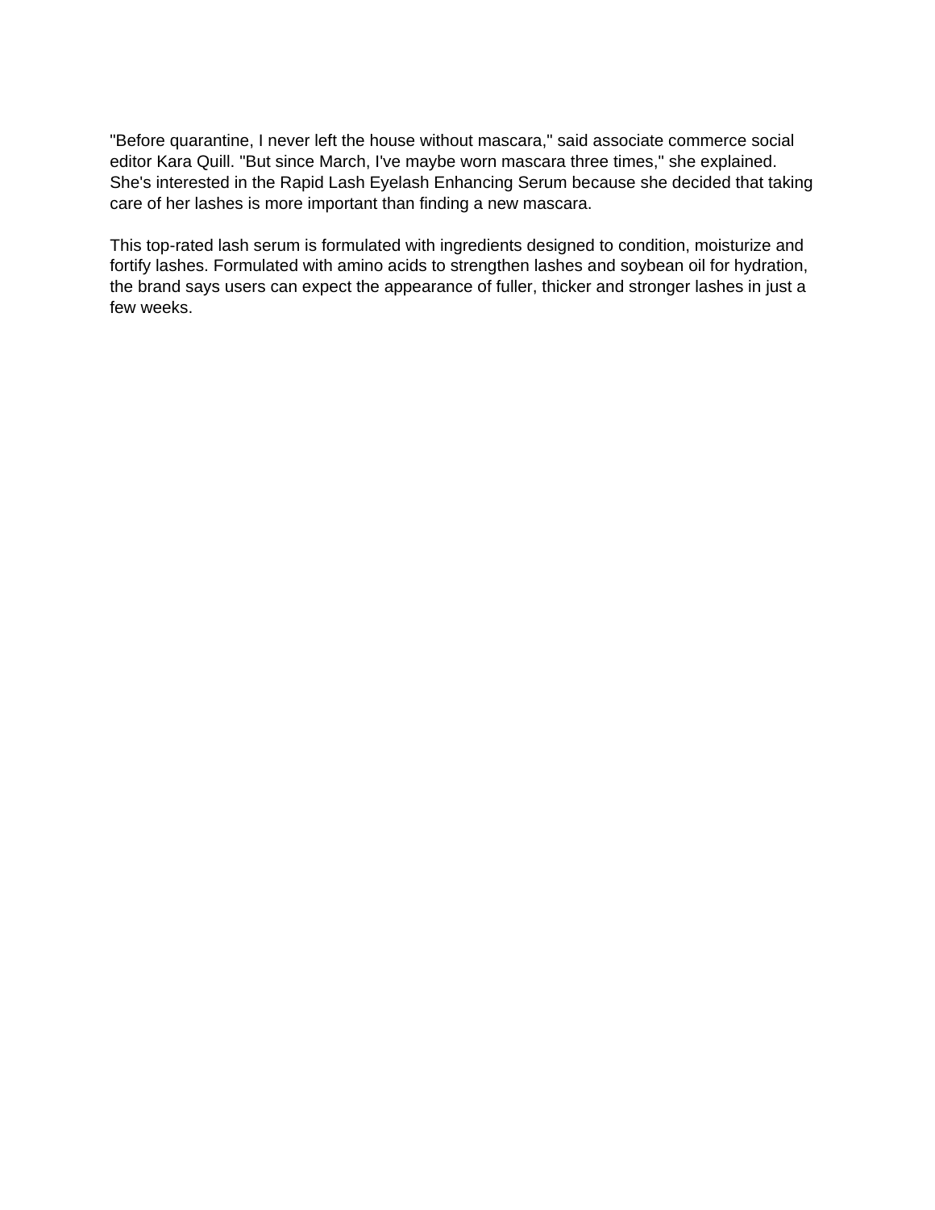"Before quarantine, I never left the house without mascara," said associate commerce social editor Kara Quill. "But since March, I've maybe worn mascara three times," she explained. She's interested in the Rapid Lash Eyelash Enhancing Serum because she decided that taking care of her lashes is more important than finding a new mascara.

This top-rated lash serum is formulated with ingredients designed to condition, moisturize and fortify lashes. Formulated with amino acids to strengthen lashes and soybean oil for hydration, the brand says users can expect the appearance of fuller, thicker and stronger lashes in just a few weeks.